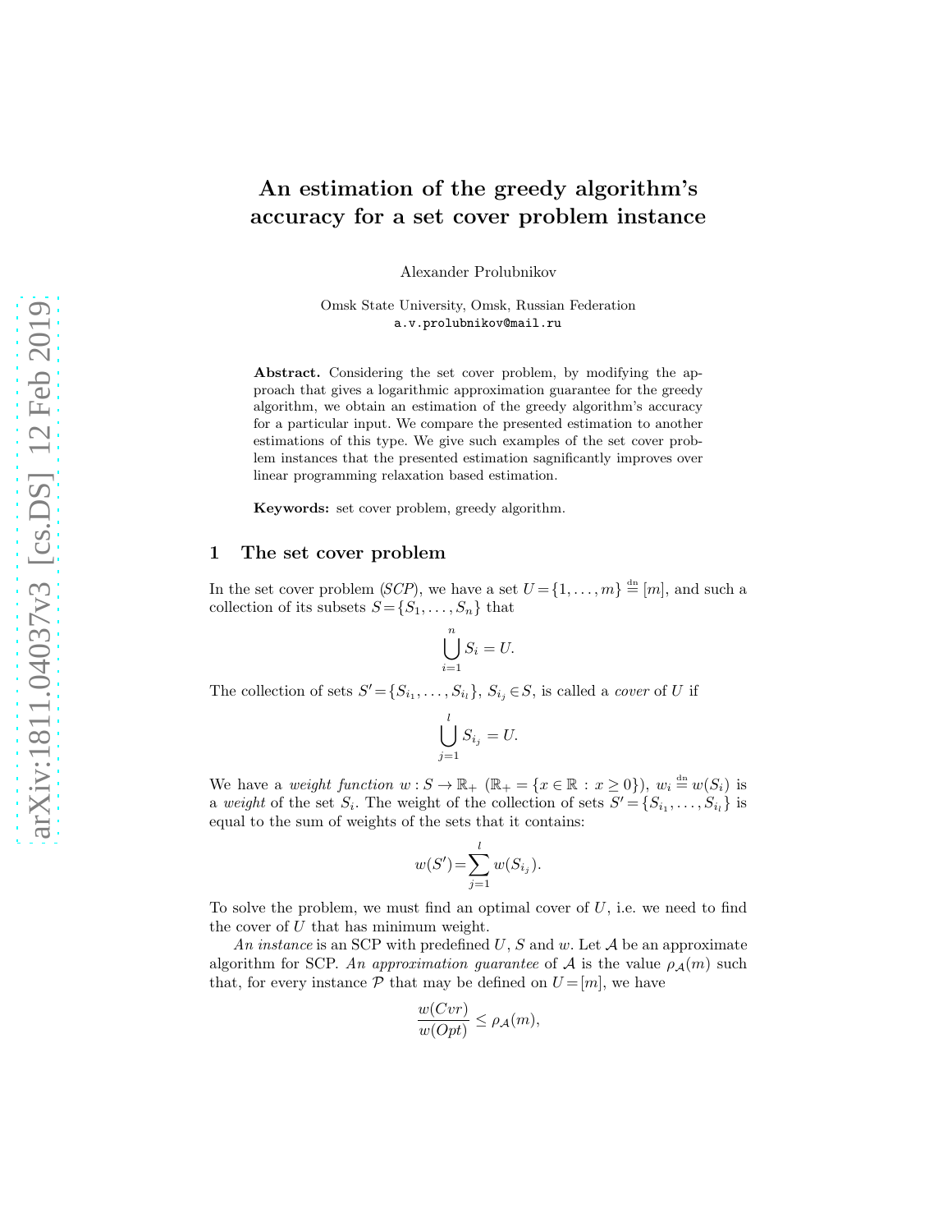# An estimation of the greedy algorithm's accuracy for a set cover problem instance

Alexander Prolubnikov

Omsk State University, Omsk, Russian Federation
a.v.prolubnikov@mail.ru

**Abstract.** Considering the set cover problem, by modifying the approach that gives a logarithmic approximation guarantee for the greedy algorithm, we obtain an estimation of the greedy algorithm's accuracy for a particular input. We compare the presented estimation to another estimations of this type. We give such examples of the set cover problem instances that the presented estimation sagnificantly improves over linear programming relaxation based estimation.

**Keywords:** set cover problem, greedy algorithm.

## 1 The set cover problem

In the set cover problem (*SCP*), we have a set $U = \{1, \ldots, m\} \stackrel{\text{dn}}{=} [m]$, and such a collection of its subsets $S = \{S_1, \ldots, S_n\}$ that

$$\bigcup_{i=1}^{n} S_i = U.$$

The collection of sets $S' = \{S_{i_1}, \ldots, S_{i_l}\}$, $S_{i_j} \in S$, is called a *cover* of $U$ if

$$\bigcup_{j=1}^{l} S_{i_j} = U.$$

We have a *weight function* $w : S \to \mathbb{R}_+$ ($\mathbb{R}_+ = \{x \in \mathbb{R} : x \geq 0\}$), $w_i \stackrel{\text{dn}}{=} w(S_i)$ is a *weight* of the set $S_i$. The weight of the collection of sets $S' = \{S_{i_1}, \ldots, S_{i_l}\}$ is equal to the sum of weights of the sets that it contains:

$$w(S') = \sum_{j=1}^{l} w(S_{i_j}).$$

To solve the problem, we must find an optimal cover of $U$, i.e. we need to find the cover of $U$ that has minimum weight.

*An instance* is an SCP with predefined $U$, $S$ and $w$. Let $\mathcal{A}$ be an approximate algorithm for SCP. *An approximation guarantee* of $\mathcal{A}$ is the value $\rho_{\mathcal{A}}(m)$ such that, for every instance $\mathcal{P}$ that may be defined on $U = [m]$, we have

$$\frac{w(Cvr)}{w(Opt)} \leq \rho_{\mathcal{A}}(m),$$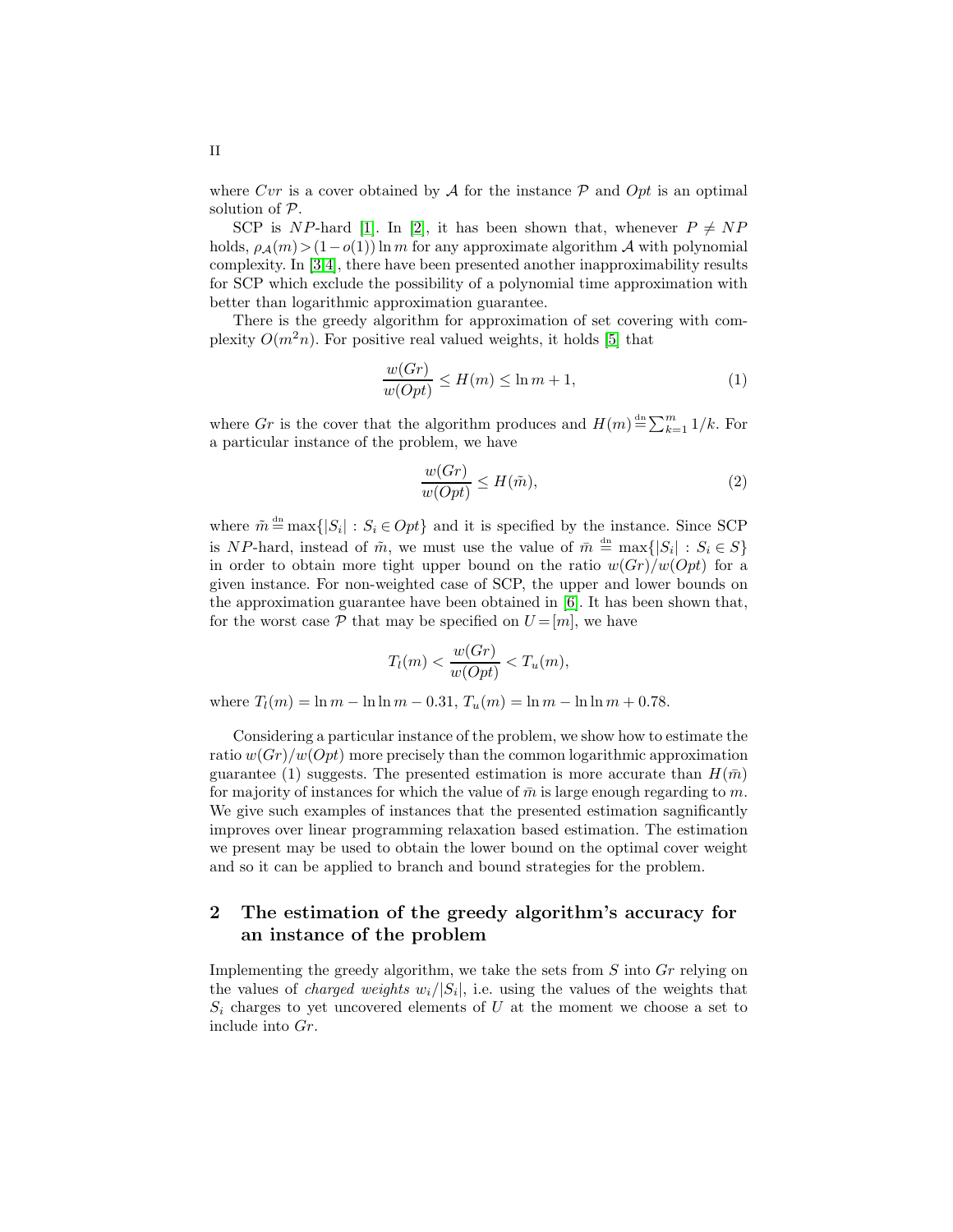where $Cvr$ is a cover obtained by $\mathcal{A}$ for the instance $\mathcal{P}$ and $Opt$ is an optimal solution of $\mathcal{P}$.

SCP is $NP$-hard [1]. In [2], it has been shown that, whenever $P \neq NP$ holds, $\rho_{\mathcal{A}}(m) > (1 - o(1)) \ln m$ for any approximate algorithm $\mathcal{A}$ with polynomial complexity. In [3,4], there have been presented another inapproximability results for SCP which exclude the possibility of a polynomial time approximation with better than logarithmic approximation guarantee.

There is the greedy algorithm for approximation of set covering with complexity $O(m^2 n)$. For positive real valued weights, it holds [5] that

$$\frac{w(Gr)}{w(Opt)} \leq H(m) \leq \ln m + 1, \tag{1}$$

where $Gr$ is the cover that the algorithm produces and $H(m) \stackrel{\text{dn}}{=} \sum_{k=1}^{m} 1/k$. For a particular instance of the problem, we have

$$\frac{w(Gr)}{w(Opt)} \leq H(\tilde{m}), \tag{2}$$

where $\tilde{m} \stackrel{\text{dn}}{=} \max\{|S_i| : S_i \in Opt\}$ and it is specified by the instance. Since SCP is $NP$-hard, instead of $\tilde{m}$, we must use the value of $\bar{m} \stackrel{\text{dn}}{=} \max\{|S_i| : S_i \in S\}$ in order to obtain more tight upper bound on the ratio $w(Gr)/w(Opt)$ for a given instance. For non-weighted case of SCP, the upper and lower bounds on the approximation guarantee have been obtained in [6]. It has been shown that, for the worst case $\mathcal{P}$ that may be specified on $U = [m]$, we have

$$T_l(m) < \frac{w(Gr)}{w(Opt)} < T_u(m),$$

where $T_l(m) = \ln m - \ln\ln m - 0.31$, $T_u(m) = \ln m - \ln\ln m + 0.78$.

Considering a particular instance of the problem, we show how to estimate the ratio $w(Gr)/w(Opt)$ more precisely than the common logarithmic approximation guarantee (1) suggests. The presented estimation is more accurate than $H(\bar{m})$ for majority of instances for which the value of $\bar{m}$ is large enough regarding to $m$. We give such examples of instances that the presented estimation sagnificantly improves over linear programming relaxation based estimation. The estimation we present may be used to obtain the lower bound on the optimal cover weight and so it can be applied to branch and bound strategies for the problem.

## 2 The estimation of the greedy algorithm's accuracy for an instance of the problem

Implementing the greedy algorithm, we take the sets from $S$ into $Gr$ relying on the values of *charged weights* $w_i/|S_i|$, i.e. using the values of the weights that $S_i$ charges to yet uncovered elements of $U$ at the moment we choose a set to include into $Gr$.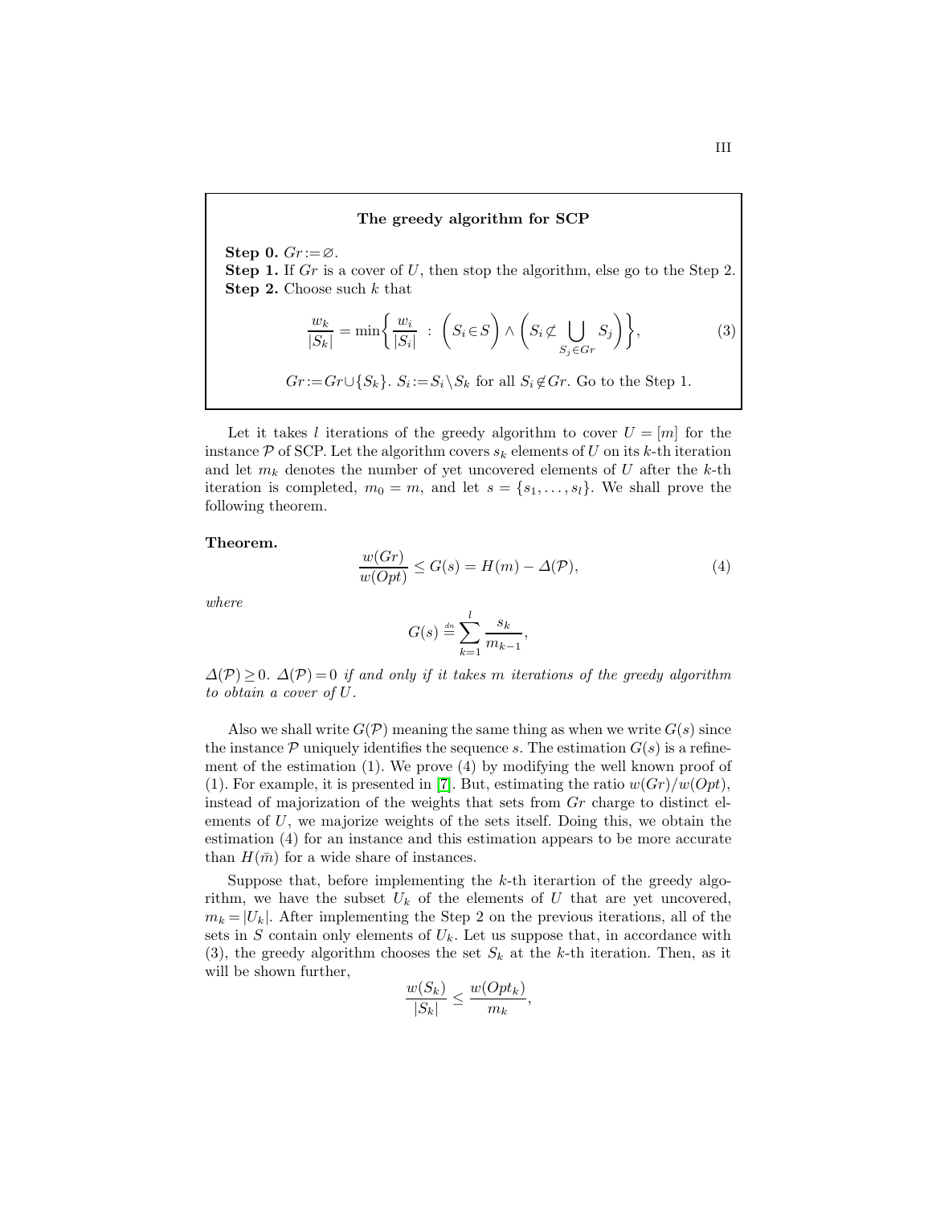**The greedy algorithm for SCP**

**Step 0.** $Gr := \varnothing$.
**Step 1.** If $Gr$ is a cover of $U$, then stop the algorithm, else go to the Step 2.
**Step 2.** Choose such $k$ that

$$\frac{w_k}{|S_k|} = \min\left\{ \frac{w_i}{|S_i|} \;:\; \Big(S_i \in S\Big) \wedge \Big(S_i \not\subset \bigcup_{S_j \in Gr} S_j\Big) \right\}, \tag{3}$$

$Gr := Gr \cup \{S_k\}$. $S_i := S_i \setminus S_k$ for all $S_i \notin Gr$. Go to the Step 1.

Let it takes $l$ iterations of the greedy algorithm to cover $U = [m]$ for the instance $\mathcal{P}$ of SCP. Let the algorithm covers $s_k$ elements of $U$ on its $k$-th iteration and let $m_k$ denotes the number of yet uncovered elements of $U$ after the $k$-th iteration is completed, $m_0 = m$, and let $s = \{s_1, \ldots, s_l\}$. We shall prove the following theorem.

**Theorem.**

$$\frac{w(Gr)}{w(Opt)} \leq G(s) = H(m) - \Delta(\mathcal{P}), \tag{4}$$

*where*

$$G(s) \overset{dn}{=} \sum_{k=1}^{l} \frac{s_k}{m_{k-1}},$$

$\Delta(\mathcal{P}) \geq 0$. $\Delta(\mathcal{P}) = 0$ *if and only if it takes $m$ iterations of the greedy algorithm to obtain a cover of $U$.*

Also we shall write $G(\mathcal{P})$ meaning the same thing as when we write $G(s)$ since the instance $\mathcal{P}$ uniquely identifies the sequence $s$. The estimation $G(s)$ is a refinement of the estimation (1). We prove (4) by modifying the well known proof of (1). For example, it is presented in [7]. But, estimating the ratio $w(Gr)/w(Opt)$, instead of majorization of the weights that sets from $Gr$ charge to distinct elements of $U$, we majorize weights of the sets itself. Doing this, we obtain the estimation (4) for an instance and this estimation appears to be more accurate than $H(\bar{m})$ for a wide share of instances.

Suppose that, before implementing the $k$-th iterartion of the greedy algorithm, we have the subset $U_k$ of the elements of $U$ that are yet uncovered, $m_k = |U_k|$. After implementing the Step 2 on the previous iterations, all of the sets in $S$ contain only elements of $U_k$. Let us suppose that, in accordance with (3), the greedy algorithm chooses the set $S_k$ at the $k$-th iteration. Then, as it will be shown further,

$$\frac{w(S_k)}{|S_k|} \leq \frac{w(Opt_k)}{m_k},$$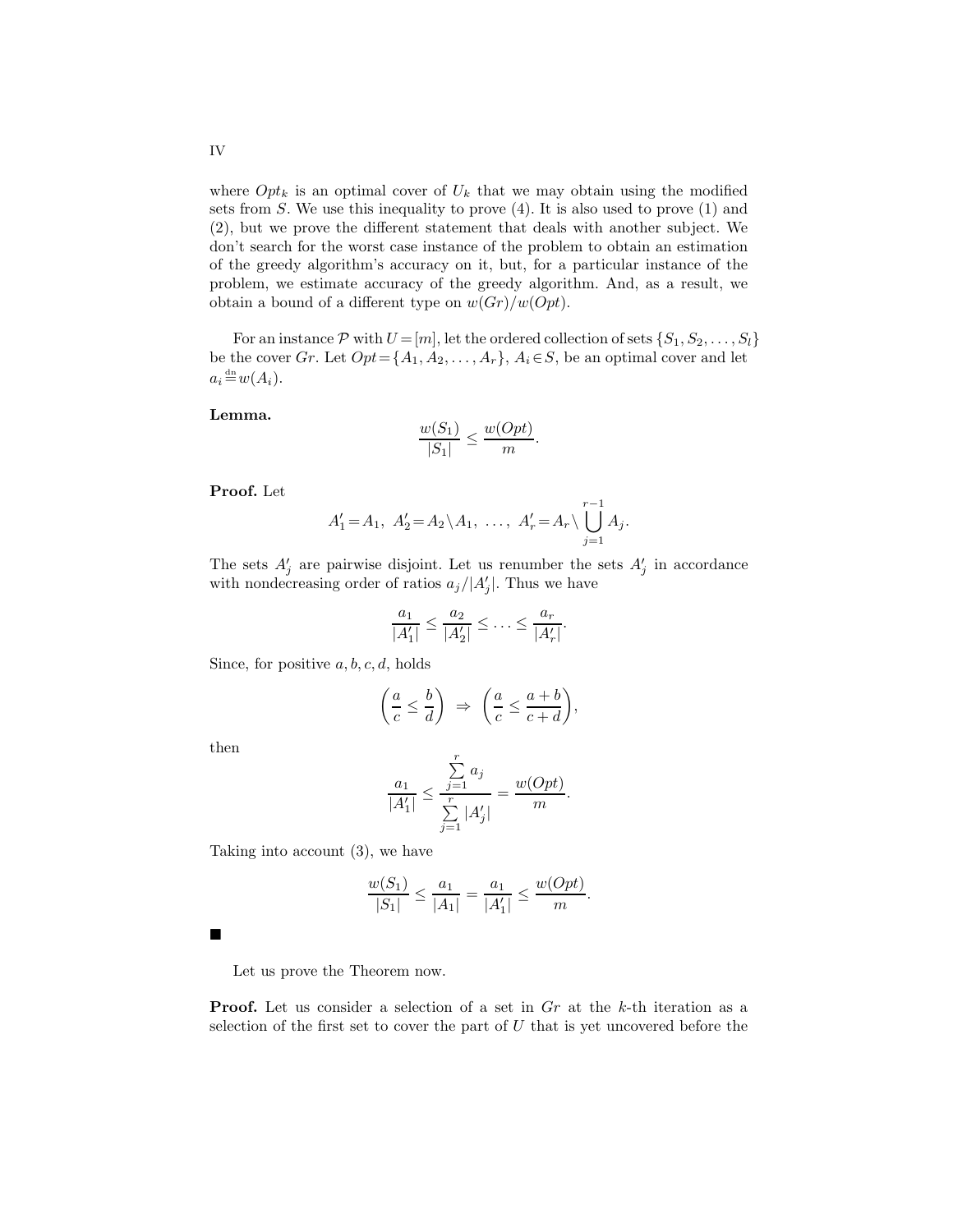where $Opt_k$ is an optimal cover of $U_k$ that we may obtain using the modified sets from $S$. We use this inequality to prove (4). It is also used to prove (1) and (2), but we prove the different statement that deals with another subject. We don't search for the worst case instance of the problem to obtain an estimation of the greedy algorithm's accuracy on it, but, for a particular instance of the problem, we estimate accuracy of the greedy algorithm. And, as a result, we obtain a bound of a different type on $w(Gr)/w(Opt)$.

For an instance $\mathcal{P}$ with $U=[m]$, let the ordered collection of sets $\{S_1, S_2, \ldots, S_l\}$ be the cover $Gr$. Let $Opt=\{A_1, A_2, \ldots, A_r\}$, $A_i \in S$, be an optimal cover and let $a_i \overset{\text{dn}}{=} w(A_i)$.

**Lemma.**

$$\frac{w(S_1)}{|S_1|} \leq \frac{w(Opt)}{m}.$$

**Proof.** Let

$$A'_1 = A_1,\ A'_2 = A_2 \setminus A_1,\ \ldots,\ A'_r = A_r \setminus \bigcup_{j=1}^{r-1} A_j.$$

The sets $A'_j$ are pairwise disjoint. Let us renumber the sets $A'_j$ in accordance with nondecreasing order of ratios $a_j/|A'_j|$. Thus we have

$$\frac{a_1}{|A'_1|} \leq \frac{a_2}{|A'_2|} \leq \ldots \leq \frac{a_r}{|A'_r|}.$$

Since, for positive $a, b, c, d$, holds

$$\left(\frac{a}{c} \leq \frac{b}{d}\right) \Rightarrow \left(\frac{a}{c} \leq \frac{a+b}{c+d}\right),$$

then

$$\frac{a_1}{|A'_1|} \leq \frac{\sum\limits_{j=1}^{r} a_j}{\sum\limits_{j=1}^{r} |A'_j|} = \frac{w(Opt)}{m}.$$

Taking into account (3), we have

$$\frac{w(S_1)}{|S_1|} \leq \frac{a_1}{|A_1|} = \frac{a_1}{|A'_1|} \leq \frac{w(Opt)}{m}.$$

■

Let us prove the Theorem now.

**Proof.** Let us consider a selection of a set in $Gr$ at the $k$-th iteration as a selection of the first set to cover the part of $U$ that is yet uncovered before the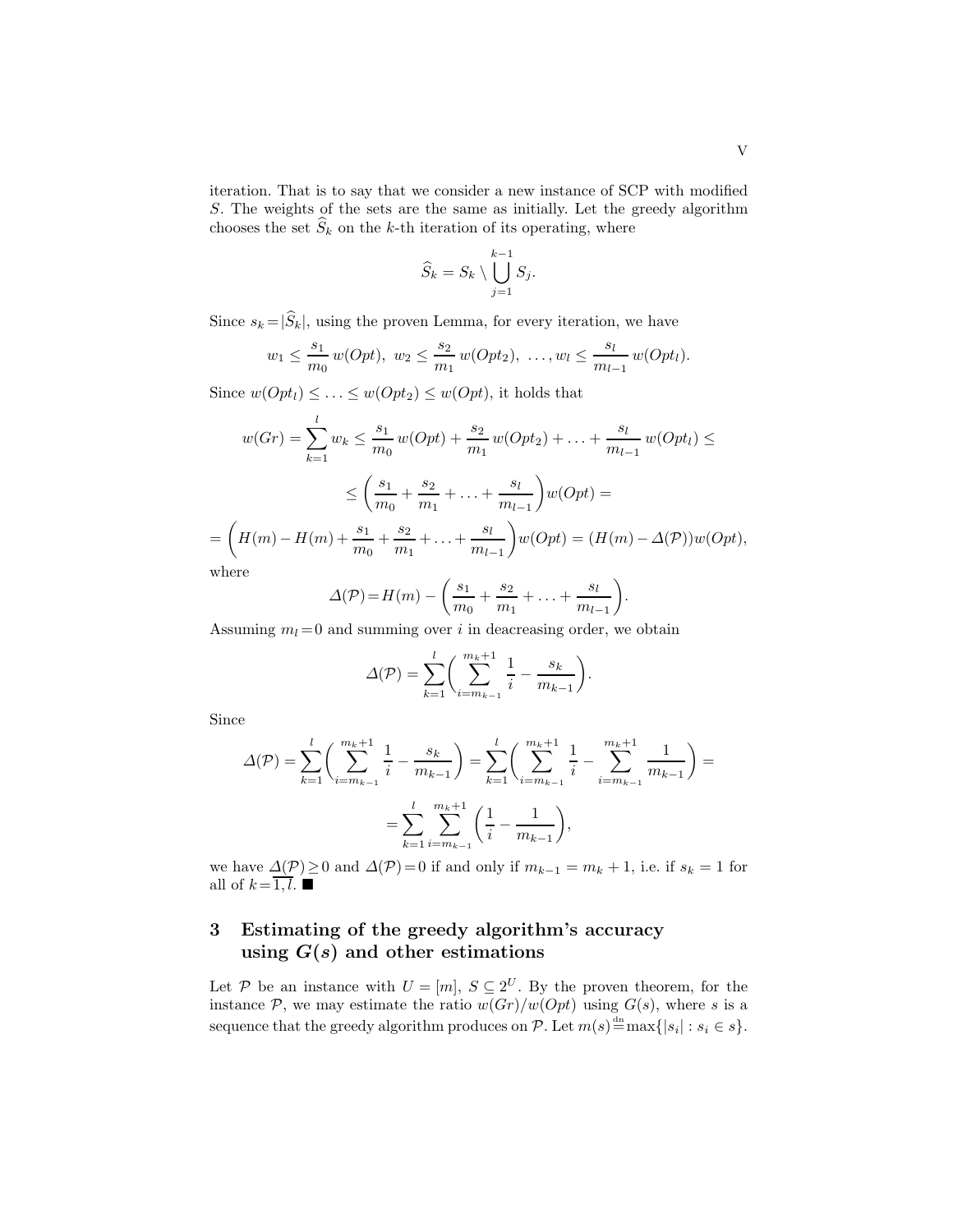iteration. That is to say that we consider a new instance of SCP with modified $S$. The weights of the sets are the same as initially. Let the greedy algorithm chooses the set $\widehat{S}_k$ on the $k$-th iteration of its operating, where

$$\widehat{S}_k = S_k \setminus \bigcup_{j=1}^{k-1} S_j.$$

Since $s_k = |\widehat{S}_k|$, using the proven Lemma, for every iteration, we have

$$w_1 \leq \frac{s_1}{m_0}\, w(Opt),\ w_2 \leq \frac{s_2}{m_1}\, w(Opt_2),\ \ldots, w_l \leq \frac{s_l}{m_{l-1}}\, w(Opt_l).$$

Since $w(Opt_l) \leq \ldots \leq w(Opt_2) \leq w(Opt)$, it holds that

$$w(Gr) = \sum_{k=1}^{l} w_k \leq \frac{s_1}{m_0}\, w(Opt) + \frac{s_2}{m_1}\, w(Opt_2) + \ldots + \frac{s_l}{m_{l-1}}\, w(Opt_l) \leq$$

$$\leq \left( \frac{s_1}{m_0} + \frac{s_2}{m_1} + \ldots + \frac{s_l}{m_{l-1}} \right) w(Opt) =$$

$$= \left( H(m) - H(m) + \frac{s_1}{m_0} + \frac{s_2}{m_1} + \ldots + \frac{s_l}{m_{l-1}} \right) w(Opt) = (H(m) - \Delta(\mathcal{P}))\, w(Opt),$$

where

$$\Delta(\mathcal{P}) = H(m) - \left( \frac{s_1}{m_0} + \frac{s_2}{m_1} + \ldots + \frac{s_l}{m_{l-1}} \right).$$

Assuming $m_l = 0$ and summing over $i$ in deacreasing order, we obtain

$$\Delta(\mathcal{P}) = \sum_{k=1}^{l} \left( \sum_{i=m_{k-1}}^{m_k+1} \frac{1}{i} - \frac{s_k}{m_{k-1}} \right).$$

Since

$$\Delta(\mathcal{P}) = \sum_{k=1}^{l} \left( \sum_{i=m_{k-1}}^{m_k+1} \frac{1}{i} - \frac{s_k}{m_{k-1}} \right) = \sum_{k=1}^{l} \left( \sum_{i=m_{k-1}}^{m_k+1} \frac{1}{i} - \sum_{i=m_{k-1}}^{m_k+1} \frac{1}{m_{k-1}} \right) =$$

$$= \sum_{k=1}^{l} \sum_{i=m_{k-1}}^{m_k+1} \left( \frac{1}{i} - \frac{1}{m_{k-1}} \right),$$

we have $\Delta(\mathcal{P}) \geq 0$ and $\Delta(\mathcal{P}) = 0$ if and only if $m_{k-1} = m_k + 1$, i.e. if $s_k = 1$ for all of $k = \overline{1, l}$. ■

## 3 Estimating of the greedy algorithm's accuracy using $G(s)$ and other estimations

Let $\mathcal{P}$ be an instance with $U = [m]$, $S \subseteq 2^U$. By the proven theorem, for the instance $\mathcal{P}$, we may estimate the ratio $w(Gr)/w(Opt)$ using $G(s)$, where $s$ is a sequence that the greedy algorithm produces on $\mathcal{P}$. Let $m(s) \stackrel{\text{dn}}{=} \max\{|s_i| : s_i \in s\}$.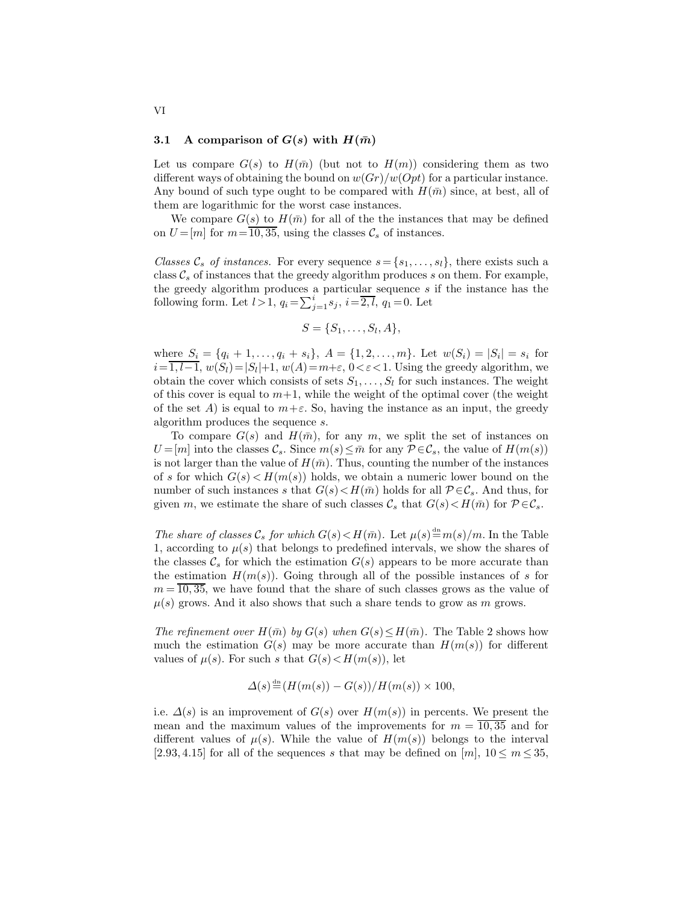### 3.1 A comparison of $G(s)$ with $H(\bar{m})$

Let us compare $G(s)$ to $H(\bar{m})$ (but not to $H(m)$) considering them as two different ways of obtaining the bound on $w(Gr)/w(Opt)$ for a particular instance. Any bound of such type ought to be compared with $H(\bar{m})$ since, at best, all of them are logarithmic for the worst case instances.

We compare $G(s)$ to $H(\bar{m})$ for all of the the instances that may be defined on $U=[m]$ for $m=\overline{10,35}$, using the classes $\mathcal{C}_s$ of instances.

*Classes $\mathcal{C}_s$ of instances.* For every sequence $s=\{s_1,\ldots,s_l\}$, there exists such a class $\mathcal{C}_s$ of instances that the greedy algorithm produces $s$ on them. For example, the greedy algorithm produces a particular sequence $s$ if the instance has the following form. Let $l>1$, $q_i=\sum_{j=1}^{i}s_j$, $i=\overline{2,l}$, $q_1=0$. Let

$$S=\{S_1,\ldots,S_l,A\},$$

where $S_i=\{q_i+1,\ldots,q_i+s_i\}$, $A=\{1,2,\ldots,m\}$. Let $w(S_i)=|S_i|=s_i$ for $i=\overline{1,l-1}$, $w(S_l)=|S_l|+1$, $w(A)=m+\varepsilon$, $0<\varepsilon<1$. Using the greedy algorithm, we obtain the cover which consists of sets $S_1,\ldots,S_l$ for such instances. The weight of this cover is equal to $m+1$, while the weight of the optimal cover (the weight of the set $A$) is equal to $m+\varepsilon$. So, having the instance as an input, the greedy algorithm produces the sequence $s$.

To compare $G(s)$ and $H(\bar{m})$, for any $m$, we split the set of instances on $U=[m]$ into the classes $\mathcal{C}_s$. Since $m(s)\leq\bar{m}$ for any $\mathcal{P}\in\mathcal{C}_s$, the value of $H(m(s))$ is not larger than the value of $H(\bar{m})$. Thus, counting the number of the instances of $s$ for which $G(s)<H(m(s))$ holds, we obtain a numeric lower bound on the number of such instances $s$ that $G(s)<H(\bar{m})$ holds for all $\mathcal{P}\in\mathcal{C}_s$. And thus, for given $m$, we estimate the share of such classes $\mathcal{C}_s$ that $G(s)<H(\bar{m})$ for $\mathcal{P}\in\mathcal{C}_s$.

*The share of classes $\mathcal{C}_s$ for which $G(s)<H(\bar{m})$.* Let $\mu(s)\overset{\text{dn}}{=}m(s)/m$. In the Table 1, according to $\mu(s)$ that belongs to predefined intervals, we show the shares of the classes $\mathcal{C}_s$ for which the estimation $G(s)$ appears to be more accurate than the estimation $H(m(s))$. Going through all of the possible instances of $s$ for $m=\overline{10,35}$, we have found that the share of such classes grows as the value of $\mu(s)$ grows. And it also shows that such a share tends to grow as $m$ grows.

*The refinement over $H(\bar{m})$ by $G(s)$ when $G(s)\leq H(\bar{m})$.* The Table 2 shows how much the estimation $G(s)$ may be more accurate than $H(m(s))$ for different values of $\mu(s)$. For such $s$ that $G(s)<H(m(s))$, let

$$\Delta(s)\overset{\text{dn}}{=}(H(m(s))-G(s))/H(m(s))\times 100,$$

i.e. $\Delta(s)$ is an improvement of $G(s)$ over $H(m(s))$ in percents. We present the mean and the maximum values of the improvements for $m=\overline{10,35}$ and for different values of $\mu(s)$. While the value of $H(m(s))$ belongs to the interval $[2.93,4.15]$ for all of the sequences $s$ that may be defined on $[m]$, $10\leq m\leq 35$,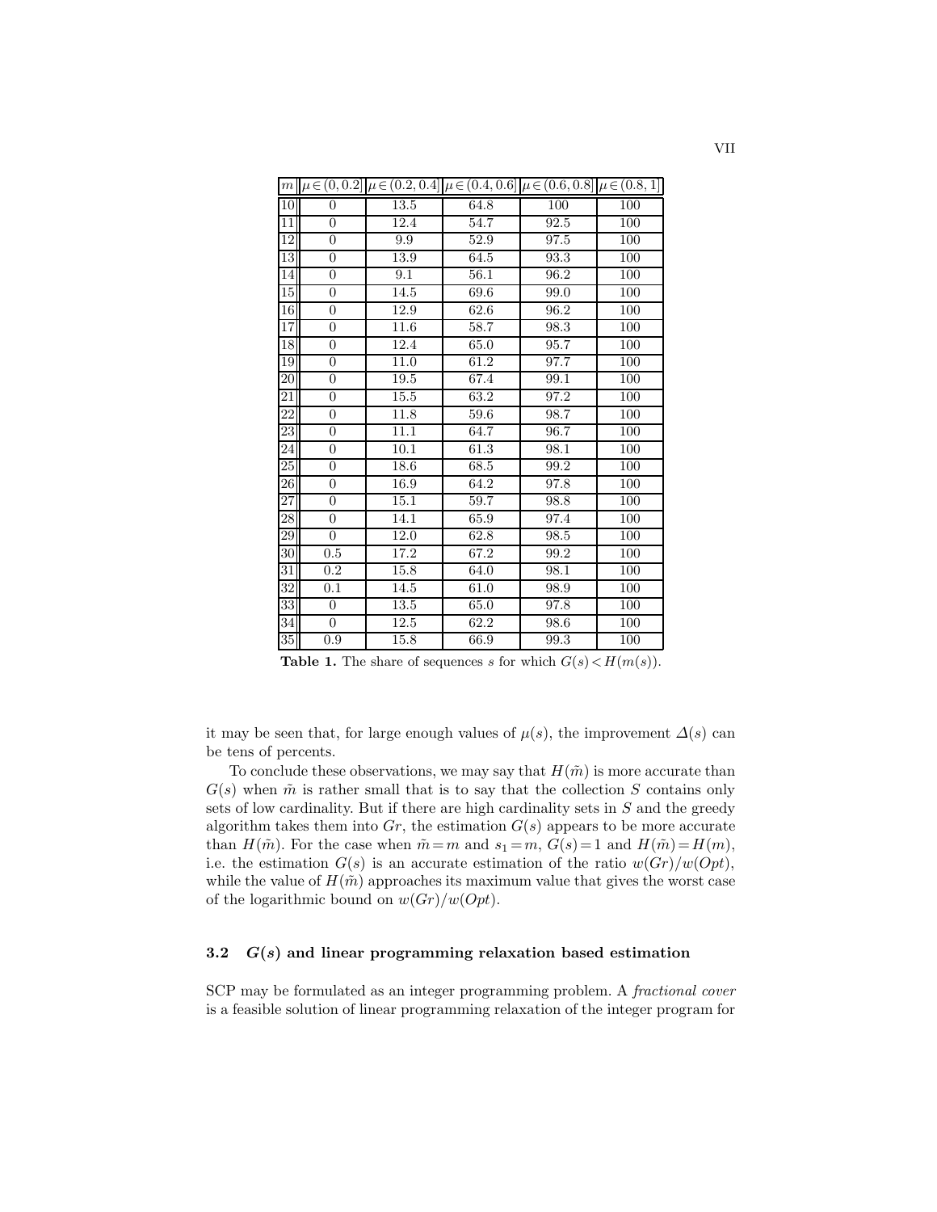| $m$ | $\mu \in (0, 0.2]$ | $\mu \in (0.2, 0.4]$ | $\mu \in (0.4, 0.6]$ | $\mu \in (0.6, 0.8]$ | $\mu \in (0.8, 1]$ |
|---|---|---|---|---|---|
| 10 | 0 | 13.5 | 64.8 | 100 | 100 |
| 11 | 0 | 12.4 | 54.7 | 92.5 | 100 |
| 12 | 0 | 9.9 | 52.9 | 97.5 | 100 |
| 13 | 0 | 13.9 | 64.5 | 93.3 | 100 |
| 14 | 0 | 9.1 | 56.1 | 96.2 | 100 |
| 15 | 0 | 14.5 | 69.6 | 99.0 | 100 |
| 16 | 0 | 12.9 | 62.6 | 96.2 | 100 |
| 17 | 0 | 11.6 | 58.7 | 98.3 | 100 |
| 18 | 0 | 12.4 | 65.0 | 95.7 | 100 |
| 19 | 0 | 11.0 | 61.2 | 97.7 | 100 |
| 20 | 0 | 19.5 | 67.4 | 99.1 | 100 |
| 21 | 0 | 15.5 | 63.2 | 97.2 | 100 |
| 22 | 0 | 11.8 | 59.6 | 98.7 | 100 |
| 23 | 0 | 11.1 | 64.7 | 96.7 | 100 |
| 24 | 0 | 10.1 | 61.3 | 98.1 | 100 |
| 25 | 0 | 18.6 | 68.5 | 99.2 | 100 |
| 26 | 0 | 16.9 | 64.2 | 97.8 | 100 |
| 27 | 0 | 15.1 | 59.7 | 98.8 | 100 |
| 28 | 0 | 14.1 | 65.9 | 97.4 | 100 |
| 29 | 0 | 12.0 | 62.8 | 98.5 | 100 |
| 30 | 0.5 | 17.2 | 67.2 | 99.2 | 100 |
| 31 | 0.2 | 15.8 | 64.0 | 98.1 | 100 |
| 32 | 0.1 | 14.5 | 61.0 | 98.9 | 100 |
| 33 | 0 | 13.5 | 65.0 | 97.8 | 100 |
| 34 | 0 | 12.5 | 62.2 | 98.6 | 100 |
| 35 | 0.9 | 15.8 | 66.9 | 99.3 | 100 |

**Table 1.** The share of sequences $s$ for which $G(s) < H(m(s))$.

it may be seen that, for large enough values of $\mu(s)$, the improvement $\Delta(s)$ can be tens of percents.

To conclude these observations, we may say that $H(\tilde{m})$ is more accurate than $G(s)$ when $\tilde{m}$ is rather small that is to say that the collection $S$ contains only sets of low cardinality. But if there are high cardinality sets in $S$ and the greedy algorithm takes them into $Gr$, the estimation $G(s)$ appears to be more accurate than $H(\tilde{m})$. For the case when $\tilde{m} = m$ and $s_1 = m$, $G(s) = 1$ and $H(\tilde{m}) = H(m)$, i.e. the estimation $G(s)$ is an accurate estimation of the ratio $w(Gr)/w(Opt)$, while the value of $H(\tilde{m})$ approaches its maximum value that gives the worst case of the logarithmic bound on $w(Gr)/w(Opt)$.

### 3.2 $G(s)$ and linear programming relaxation based estimation

SCP may be formulated as an integer programming problem. A *fractional cover* is a feasible solution of linear programming relaxation of the integer program for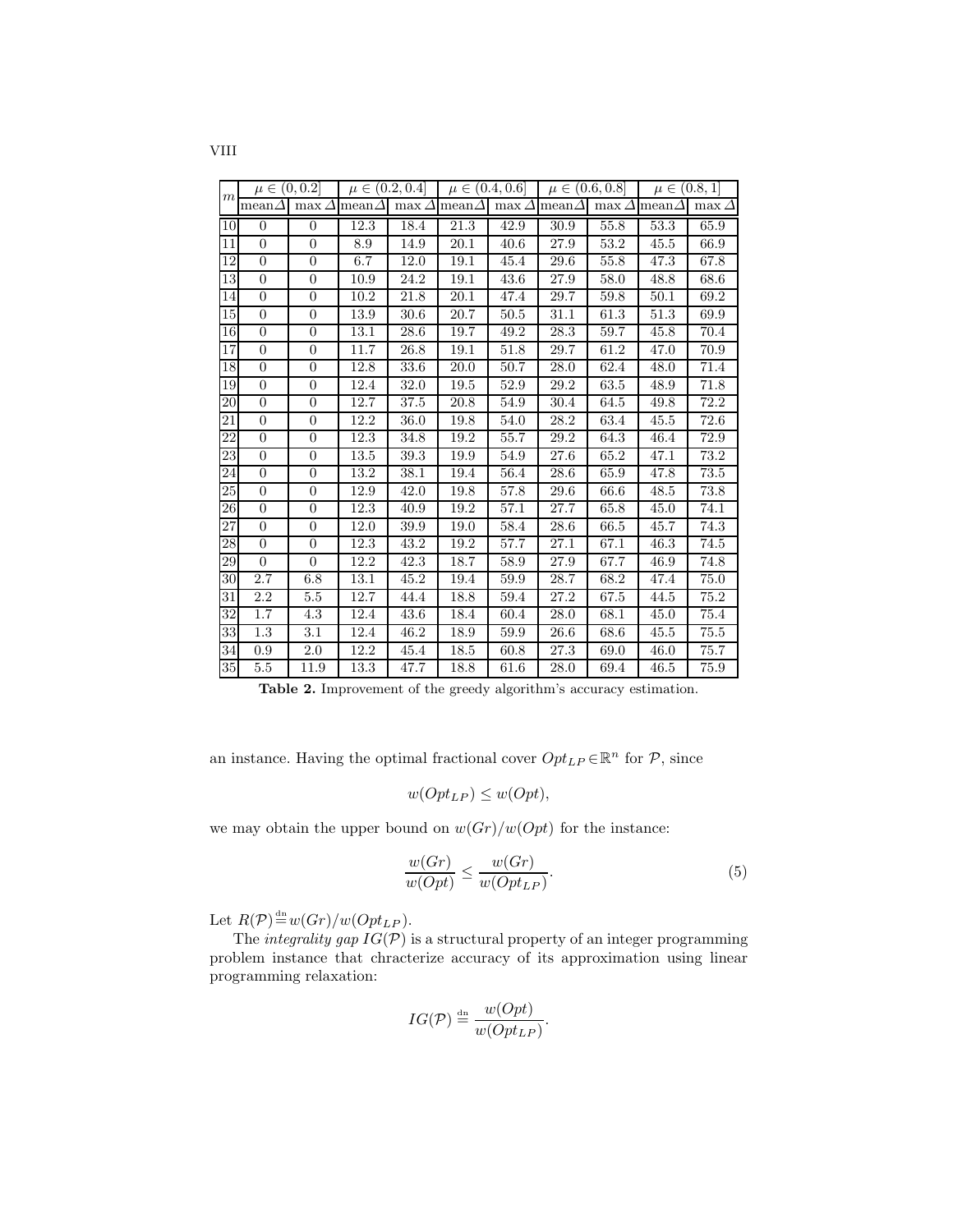| $m$ | $\mu \in (0, 0.2]$ | | $\mu \in (0.2, 0.4]$ | | $\mu \in (0.4, 0.6]$ | | $\mu \in (0.6, 0.8]$ | | $\mu \in (0.8, 1]$ | |
|---|---|---|---|---|---|---|---|---|---|---|
| | mean$\Delta$ | max $\Delta$ | mean$\Delta$ | max $\Delta$ | mean$\Delta$ | max $\Delta$ | mean$\Delta$ | max $\Delta$ | mean$\Delta$ | max $\Delta$ |
| 10 | 0 | 0 | 12.3 | 18.4 | 21.3 | 42.9 | 30.9 | 55.8 | 53.3 | 65.9 |
| 11 | 0 | 0 | 8.9 | 14.9 | 20.1 | 40.6 | 27.9 | 53.2 | 45.5 | 66.9 |
| 12 | 0 | 0 | 6.7 | 12.0 | 19.1 | 45.4 | 29.6 | 55.8 | 47.3 | 67.8 |
| 13 | 0 | 0 | 10.9 | 24.2 | 19.1 | 43.6 | 27.9 | 58.0 | 48.8 | 68.6 |
| 14 | 0 | 0 | 10.2 | 21.8 | 20.1 | 47.4 | 29.7 | 59.8 | 50.1 | 69.2 |
| 15 | 0 | 0 | 13.9 | 30.6 | 20.7 | 50.5 | 31.1 | 61.3 | 51.3 | 69.9 |
| 16 | 0 | 0 | 13.1 | 28.6 | 19.7 | 49.2 | 28.3 | 59.7 | 45.8 | 70.4 |
| 17 | 0 | 0 | 11.7 | 26.8 | 19.1 | 51.8 | 29.7 | 61.2 | 47.0 | 70.9 |
| 18 | 0 | 0 | 12.8 | 33.6 | 20.0 | 50.7 | 28.0 | 62.4 | 48.0 | 71.4 |
| 19 | 0 | 0 | 12.4 | 32.0 | 19.5 | 52.9 | 29.2 | 63.5 | 48.9 | 71.8 |
| 20 | 0 | 0 | 12.7 | 37.5 | 20.8 | 54.9 | 30.4 | 64.5 | 49.8 | 72.2 |
| 21 | 0 | 0 | 12.2 | 36.0 | 19.8 | 54.0 | 28.2 | 63.4 | 45.5 | 72.6 |
| 22 | 0 | 0 | 12.3 | 34.8 | 19.2 | 55.7 | 29.2 | 64.3 | 46.4 | 72.9 |
| 23 | 0 | 0 | 13.5 | 39.3 | 19.9 | 54.9 | 27.6 | 65.2 | 47.1 | 73.2 |
| 24 | 0 | 0 | 13.2 | 38.1 | 19.4 | 56.4 | 28.6 | 65.9 | 47.8 | 73.5 |
| 25 | 0 | 0 | 12.9 | 42.0 | 19.8 | 57.8 | 29.6 | 66.6 | 48.5 | 73.8 |
| 26 | 0 | 0 | 12.3 | 40.9 | 19.2 | 57.1 | 27.7 | 65.8 | 45.0 | 74.1 |
| 27 | 0 | 0 | 12.0 | 39.9 | 19.0 | 58.4 | 28.6 | 66.5 | 45.7 | 74.3 |
| 28 | 0 | 0 | 12.3 | 43.2 | 19.2 | 57.7 | 27.1 | 67.1 | 46.3 | 74.5 |
| 29 | 0 | 0 | 12.2 | 42.3 | 18.7 | 58.9 | 27.9 | 67.7 | 46.9 | 74.8 |
| 30 | 2.7 | 6.8 | 13.1 | 45.2 | 19.4 | 59.9 | 28.7 | 68.2 | 47.4 | 75.0 |
| 31 | 2.2 | 5.5 | 12.7 | 44.4 | 18.8 | 59.4 | 27.2 | 67.5 | 44.5 | 75.2 |
| 32 | 1.7 | 4.3 | 12.4 | 43.6 | 18.4 | 60.4 | 28.0 | 68.1 | 45.0 | 75.4 |
| 33 | 1.3 | 3.1 | 12.4 | 46.2 | 18.9 | 59.9 | 26.6 | 68.6 | 45.5 | 75.5 |
| 34 | 0.9 | 2.0 | 12.2 | 45.4 | 18.5 | 60.8 | 27.3 | 69.0 | 46.0 | 75.7 |
| 35 | 5.5 | 11.9 | 13.3 | 47.7 | 18.8 | 61.6 | 28.0 | 69.4 | 46.5 | 75.9 |

**Table 2.** Improvement of the greedy algorithm's accuracy estimation.

an instance. Having the optimal fractional cover $Opt_{LP} \in \mathbb{R}^n$ for $\mathcal{P}$, since

$$w(Opt_{LP}) \leq w(Opt),$$

we may obtain the upper bound on $w(Gr)/w(Opt)$ for the instance:

$$\frac{w(Gr)}{w(Opt)} \leq \frac{w(Gr)}{w(Opt_{LP})}. \tag{5}$$

Let $R(\mathcal{P}) \stackrel{\text{dn}}{=} w(Gr)/w(Opt_{LP})$.

The *integrality gap* $IG(\mathcal{P})$ is a structural property of an integer programming problem instance that chracterize accuracy of its approximation using linear programming relaxation:

$$IG(\mathcal{P}) \stackrel{\text{dn}}{=} \frac{w(Opt)}{w(Opt_{LP})}.$$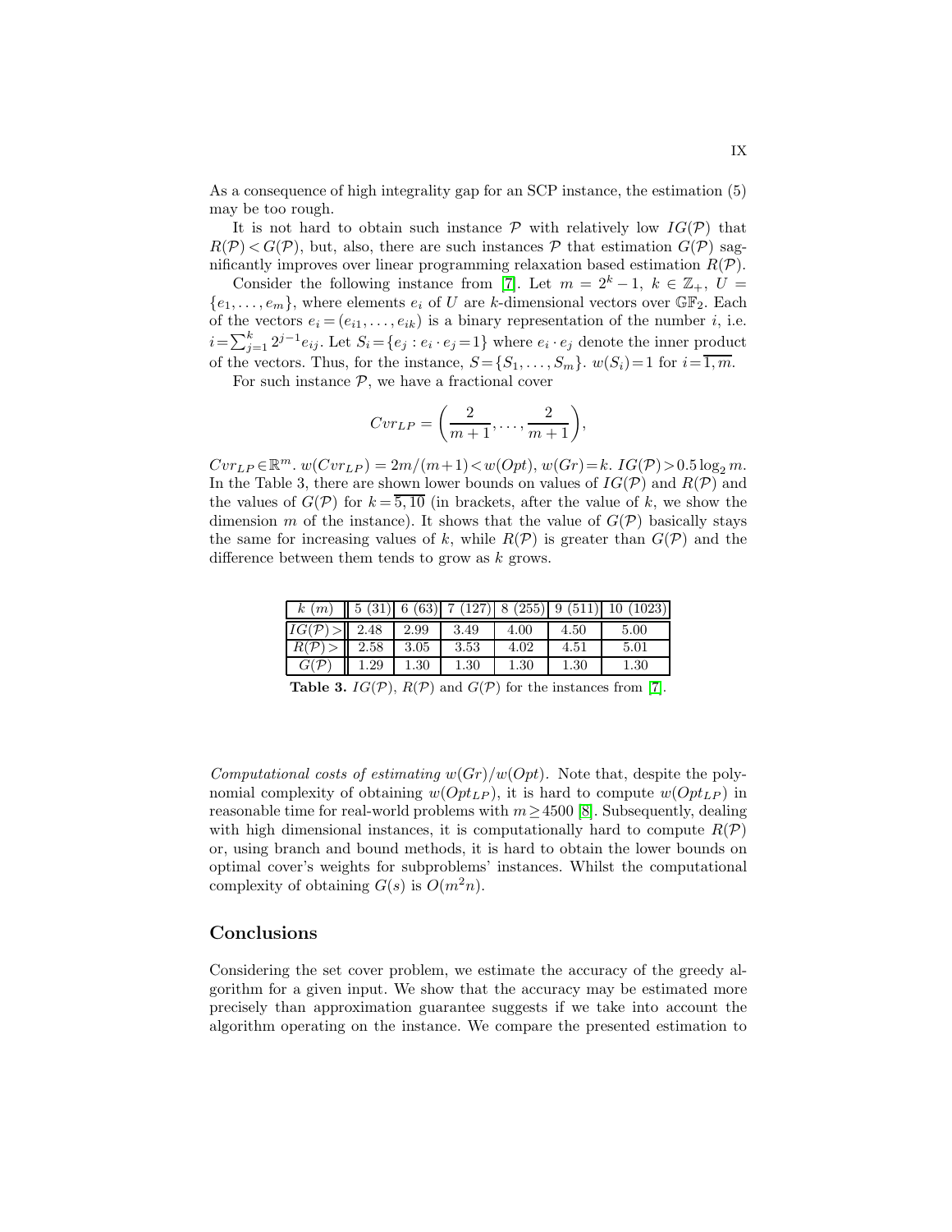As a consequence of high integrality gap for an SCP instance, the estimation (5) may be too rough.

It is not hard to obtain such instance $\mathcal{P}$ with relatively low $IG(\mathcal{P})$ that $R(\mathcal{P}) < G(\mathcal{P})$, but, also, there are such instances $\mathcal{P}$ that estimation $G(\mathcal{P})$ sagnificantly improves over linear programming relaxation based estimation $R(\mathcal{P})$.

Consider the following instance from [7]. Let $m = 2^k - 1$, $k \in \mathbb{Z}_+$, $U = \{e_1, \ldots, e_m\}$, where elements $e_i$ of $U$ are $k$-dimensional vectors over $\mathbb{GF}_2$. Each of the vectors $e_i = (e_{i1}, \ldots, e_{ik})$ is a binary representation of the number $i$, i.e. $i = \sum_{j=1}^{k} 2^{j-1} e_{ij}$. Let $S_i = \{e_j : e_i \cdot e_j = 1\}$ where $e_i \cdot e_j$ denote the inner product of the vectors. Thus, for the instance, $S = \{S_1, \ldots, S_m\}$. $w(S_i) = 1$ for $i = \overline{1, m}$.

For such instance $\mathcal{P}$, we have a fractional cover

$$Cvr_{LP} = \left(\frac{2}{m+1}, \ldots, \frac{2}{m+1}\right),$$

$Cvr_{LP} \in \mathbb{R}^m$. $w(Cvr_{LP}) = 2m/(m+1) < w(Opt)$, $w(Gr) = k$. $IG(\mathcal{P}) > 0.5 \log_2 m$. In the Table 3, there are shown lower bounds on values of $IG(\mathcal{P})$ and $R(\mathcal{P})$ and the values of $G(\mathcal{P})$ for $k = \overline{5, 10}$ (in brackets, after the value of $k$, we show the dimension $m$ of the instance). It shows that the value of $G(\mathcal{P})$ basically stays the same for increasing values of $k$, while $R(\mathcal{P})$ is greater than $G(\mathcal{P})$ and the difference between them tends to grow as $k$ grows.

| $k$ $(m)$ | 5 (31) | 6 (63) | 7 (127) | 8 (255) | 9 (511) | 10 (1023) |
|---|---|---|---|---|---|---|
| $IG(\mathcal{P}) >$ | 2.48 | 2.99 | 3.49 | 4.00 | 4.50 | 5.00 |
| $R(\mathcal{P}) >$ | 2.58 | 3.05 | 3.53 | 4.02 | 4.51 | 5.01 |
| $G(\mathcal{P})$ | 1.29 | 1.30 | 1.30 | 1.30 | 1.30 | 1.30 |

**Table 3.** $IG(\mathcal{P})$, $R(\mathcal{P})$ and $G(\mathcal{P})$ for the instances from [7].

*Computational costs of estimating $w(Gr)/w(Opt)$.* Note that, despite the polynomial complexity of obtaining $w(Opt_{LP})$, it is hard to compute $w(Opt_{LP})$ in reasonable time for real-world problems with $m \geq 4500$ [8]. Subsequently, dealing with high dimensional instances, it is computationally hard to compute $R(\mathcal{P})$ or, using branch and bound methods, it is hard to obtain the lower bounds on optimal cover's weights for subproblems' instances. Whilst the computational complexity of obtaining $G(s)$ is $O(m^2 n)$.

## Conclusions

Considering the set cover problem, we estimate the accuracy of the greedy algorithm for a given input. We show that the accuracy may be estimated more precisely than approximation guarantee suggests if we take into account the algorithm operating on the instance. We compare the presented estimation to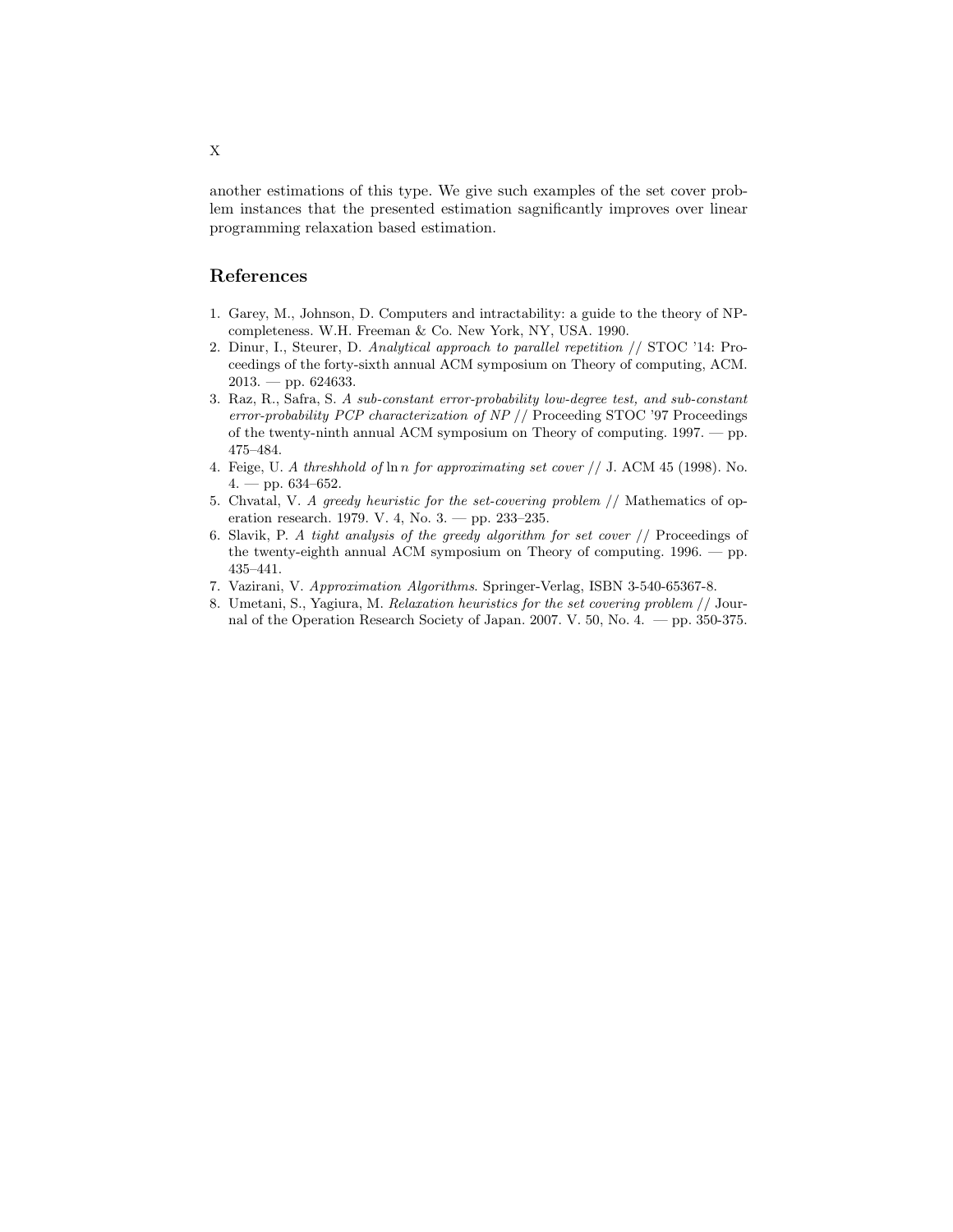another estimations of this type. We give such examples of the set cover problem instances that the presented estimation sagnificantly improves over linear programming relaxation based estimation.

## References

1. Garey, M., Johnson, D. Computers and intractability: a guide to the theory of NP-completeness. W.H. Freeman & Co. New York, NY, USA. 1990.
2. Dinur, I., Steurer, D. *Analytical approach to parallel repetition* // STOC '14: Proceedings of the forty-sixth annual ACM symposium on Theory of computing, ACM. 2013. — pp. 624633.
3. Raz, R., Safra, S. *A sub-constant error-probability low-degree test, and sub-constant error-probability PCP characterization of NP* // Proceeding STOC '97 Proceedings of the twenty-ninth annual ACM symposium on Theory of computing. 1997. — pp. 475–484.
4. Feige, U. *A threshhold of* $\ln n$ *for approximating set cover* // J. ACM 45 (1998). No. 4. — pp. 634–652.
5. Chvatal, V. *A greedy heuristic for the set-covering problem* // Mathematics of operation research. 1979. V. 4, No. 3. — pp. 233–235.
6. Slavik, P. *A tight analysis of the greedy algorithm for set cover* // Proceedings of the twenty-eighth annual ACM symposium on Theory of computing. 1996. — pp. 435–441.
7. Vazirani, V. *Approximation Algorithms*. Springer-Verlag, ISBN 3-540-65367-8.
8. Umetani, S., Yagiura, M. *Relaxation heuristics for the set covering problem* // Journal of the Operation Research Society of Japan. 2007. V. 50, No. 4. — pp. 350-375.